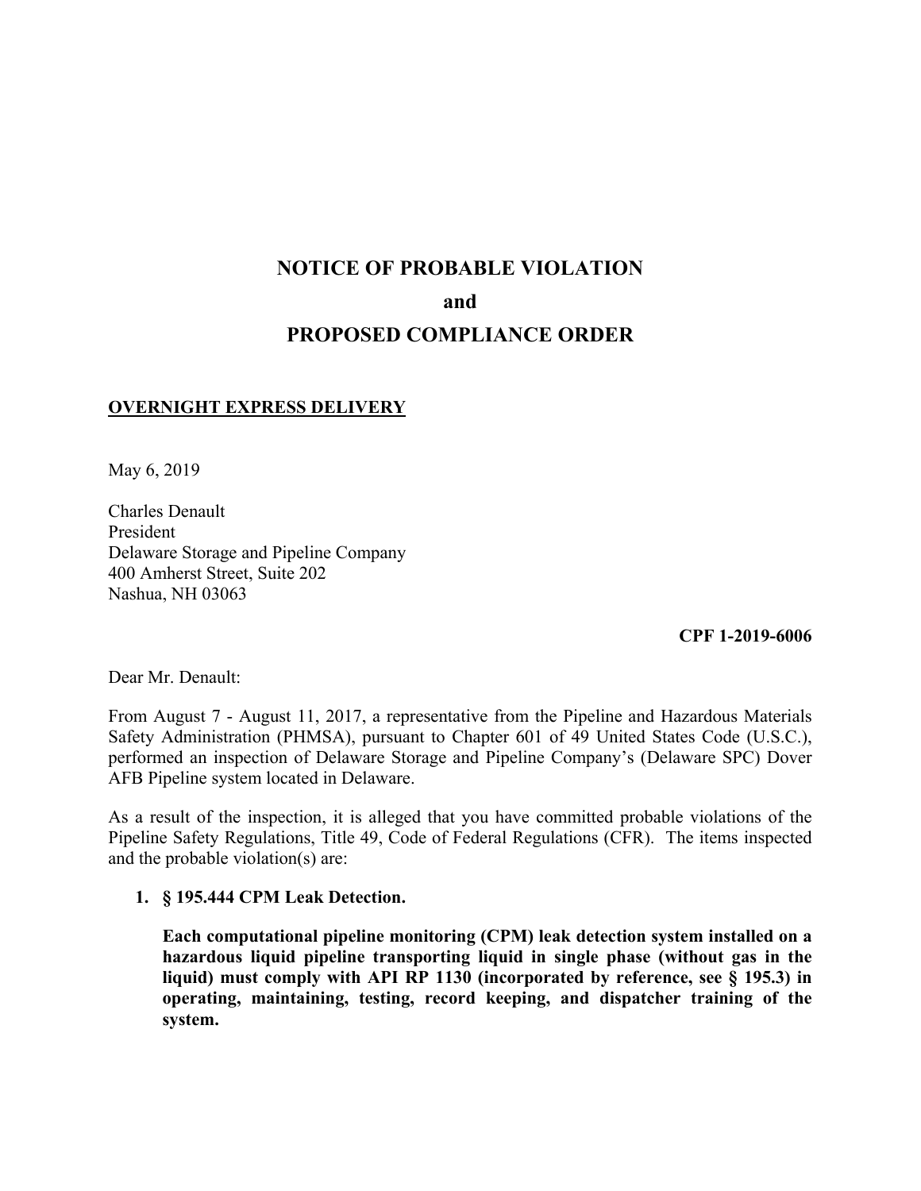# NOTICE OF PROBABLE VIOLATION

# and

# PROPOSED COMPLIANCE ORDER

**OVERNIGHT EXPRESS DELIVERY**

May 6, 2019

Charles Denault
President
Delaware Storage and Pipeline Company
400 Amherst Street, Suite 202
Nashua, NH 03063

**CPF 1-2019-6006**

Dear Mr. Denault:

From August 7 - August 11, 2017, a representative from the Pipeline and Hazardous Materials Safety Administration (PHMSA), pursuant to Chapter 601 of 49 United States Code (U.S.C.), performed an inspection of Delaware Storage and Pipeline Company's (Delaware SPC) Dover AFB Pipeline system located in Delaware.

As a result of the inspection, it is alleged that you have committed probable violations of the Pipeline Safety Regulations, Title 49, Code of Federal Regulations (CFR). The items inspected and the probable violation(s) are:

1. **§ 195.444 CPM Leak Detection.**

   **Each computational pipeline monitoring (CPM) leak detection system installed on a hazardous liquid pipeline transporting liquid in single phase (without gas in the liquid) must comply with API RP 1130 (incorporated by reference, see § 195.3) in operating, maintaining, testing, record keeping, and dispatcher training of the system.**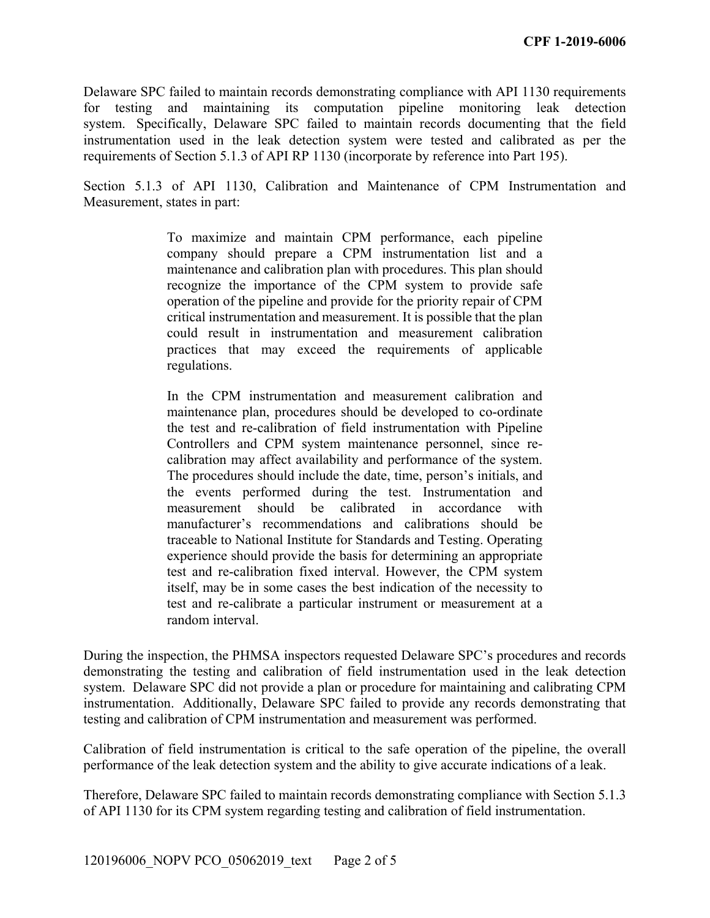Delaware SPC failed to maintain records demonstrating compliance with API 1130 requirements for testing and maintaining its computation pipeline monitoring leak detection system. Specifically, Delaware SPC failed to maintain records documenting that the field instrumentation used in the leak detection system were tested and calibrated as per the requirements of Section 5.1.3 of API RP 1130 (incorporate by reference into Part 195).

Section 5.1.3 of API 1130, Calibration and Maintenance of CPM Instrumentation and Measurement, states in part:

> To maximize and maintain CPM performance, each pipeline company should prepare a CPM instrumentation list and a maintenance and calibration plan with procedures. This plan should recognize the importance of the CPM system to provide safe operation of the pipeline and provide for the priority repair of CPM critical instrumentation and measurement. It is possible that the plan could result in instrumentation and measurement calibration practices that may exceed the requirements of applicable regulations.
>
> In the CPM instrumentation and measurement calibration and maintenance plan, procedures should be developed to co-ordinate the test and re-calibration of field instrumentation with Pipeline Controllers and CPM system maintenance personnel, since re-calibration may affect availability and performance of the system. The procedures should include the date, time, person's initials, and the events performed during the test. Instrumentation and measurement should be calibrated in accordance with manufacturer's recommendations and calibrations should be traceable to National Institute for Standards and Testing. Operating experience should provide the basis for determining an appropriate test and re-calibration fixed interval. However, the CPM system itself, may be in some cases the best indication of the necessity to test and re-calibrate a particular instrument or measurement at a random interval.

During the inspection, the PHMSA inspectors requested Delaware SPC's procedures and records demonstrating the testing and calibration of field instrumentation used in the leak detection system. Delaware SPC did not provide a plan or procedure for maintaining and calibrating CPM instrumentation. Additionally, Delaware SPC failed to provide any records demonstrating that testing and calibration of CPM instrumentation and measurement was performed.

Calibration of field instrumentation is critical to the safe operation of the pipeline, the overall performance of the leak detection system and the ability to give accurate indications of a leak.

Therefore, Delaware SPC failed to maintain records demonstrating compliance with Section 5.1.3 of API 1130 for its CPM system regarding testing and calibration of field instrumentation.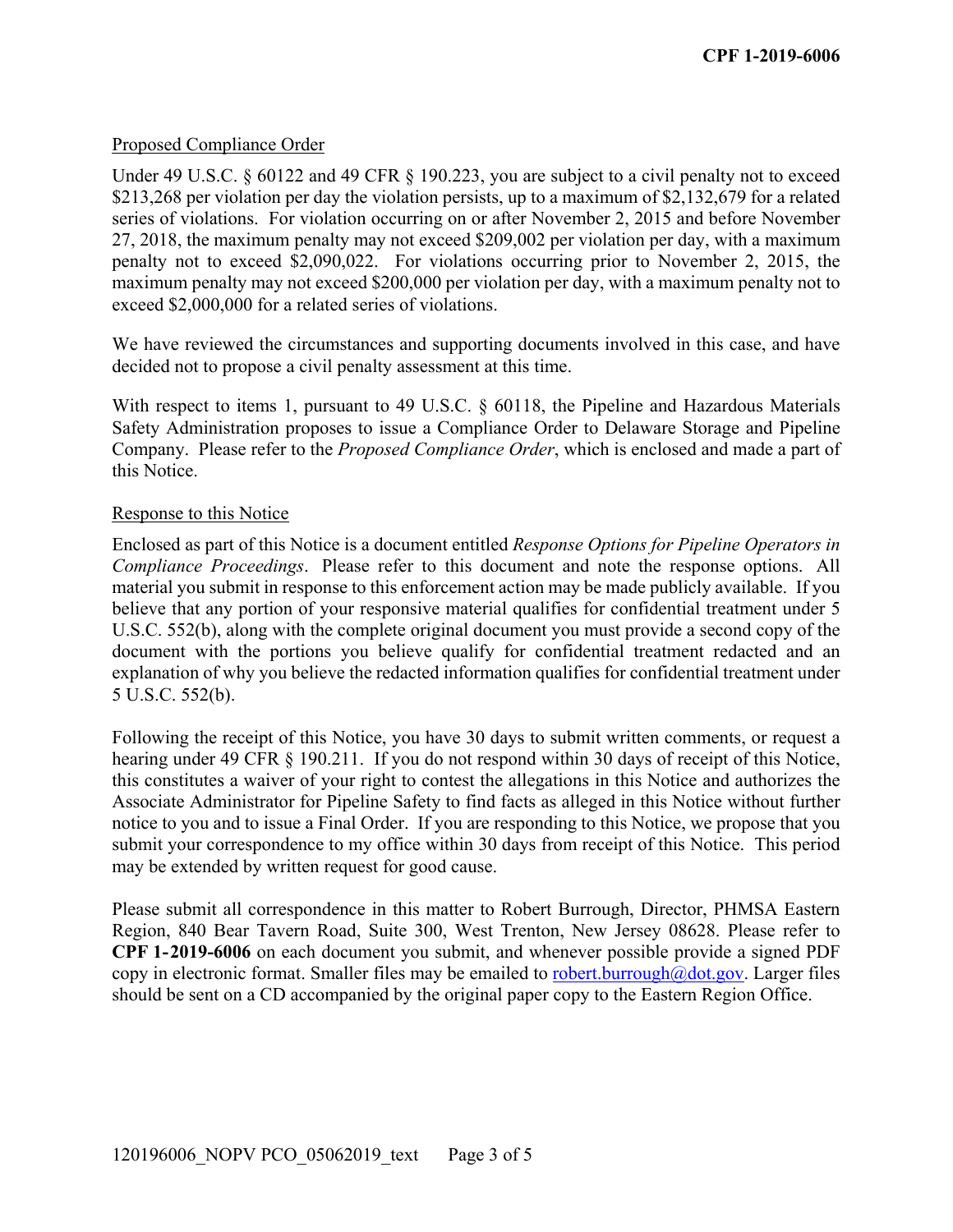## Proposed Compliance Order

Under 49 U.S.C. § 60122 and 49 CFR § 190.223, you are subject to a civil penalty not to exceed $213,268 per violation per day the violation persists, up to a maximum of $2,132,679 for a related series of violations. For violation occurring on or after November 2, 2015 and before November 27, 2018, the maximum penalty may not exceed $209,002 per violation per day, with a maximum penalty not to exceed $2,090,022. For violations occurring prior to November 2, 2015, the maximum penalty may not exceed $200,000 per violation per day, with a maximum penalty not to exceed $2,000,000 for a related series of violations.

We have reviewed the circumstances and supporting documents involved in this case, and have decided not to propose a civil penalty assessment at this time.

With respect to items 1, pursuant to 49 U.S.C. § 60118, the Pipeline and Hazardous Materials Safety Administration proposes to issue a Compliance Order to Delaware Storage and Pipeline Company. Please refer to the *Proposed Compliance Order*, which is enclosed and made a part of this Notice.

## Response to this Notice

Enclosed as part of this Notice is a document entitled *Response Options for Pipeline Operators in Compliance Proceedings*. Please refer to this document and note the response options. All material you submit in response to this enforcement action may be made publicly available. If you believe that any portion of your responsive material qualifies for confidential treatment under 5 U.S.C. 552(b), along with the complete original document you must provide a second copy of the document with the portions you believe qualify for confidential treatment redacted and an explanation of why you believe the redacted information qualifies for confidential treatment under 5 U.S.C. 552(b).

Following the receipt of this Notice, you have 30 days to submit written comments, or request a hearing under 49 CFR § 190.211. If you do not respond within 30 days of receipt of this Notice, this constitutes a waiver of your right to contest the allegations in this Notice and authorizes the Associate Administrator for Pipeline Safety to find facts as alleged in this Notice without further notice to you and to issue a Final Order. If you are responding to this Notice, we propose that you submit your correspondence to my office within 30 days from receipt of this Notice. This period may be extended by written request for good cause.

Please submit all correspondence in this matter to Robert Burrough, Director, PHMSA Eastern Region, 840 Bear Tavern Road, Suite 300, West Trenton, New Jersey 08628. Please refer to **CPF 1-2019-6006** on each document you submit, and whenever possible provide a signed PDF copy in electronic format. Smaller files may be emailed to robert.burrough@dot.gov. Larger files should be sent on a CD accompanied by the original paper copy to the Eastern Region Office.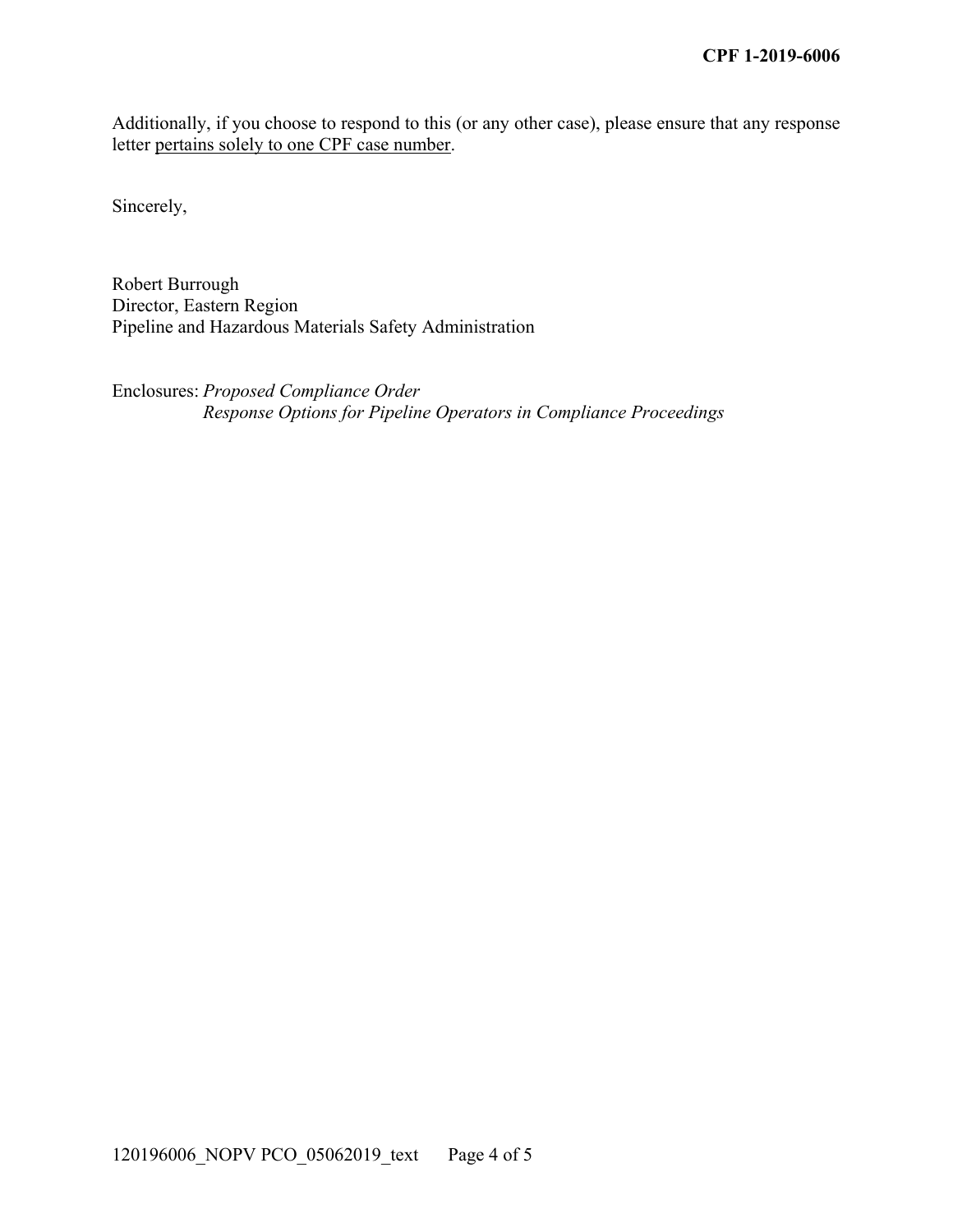Additionally, if you choose to respond to this (or any other case), please ensure that any response letter pertains solely to one CPF case number.

Sincerely,

Robert Burrough
Director, Eastern Region
Pipeline and Hazardous Materials Safety Administration

Enclosures: *Proposed Compliance Order*
*Response Options for Pipeline Operators in Compliance Proceedings*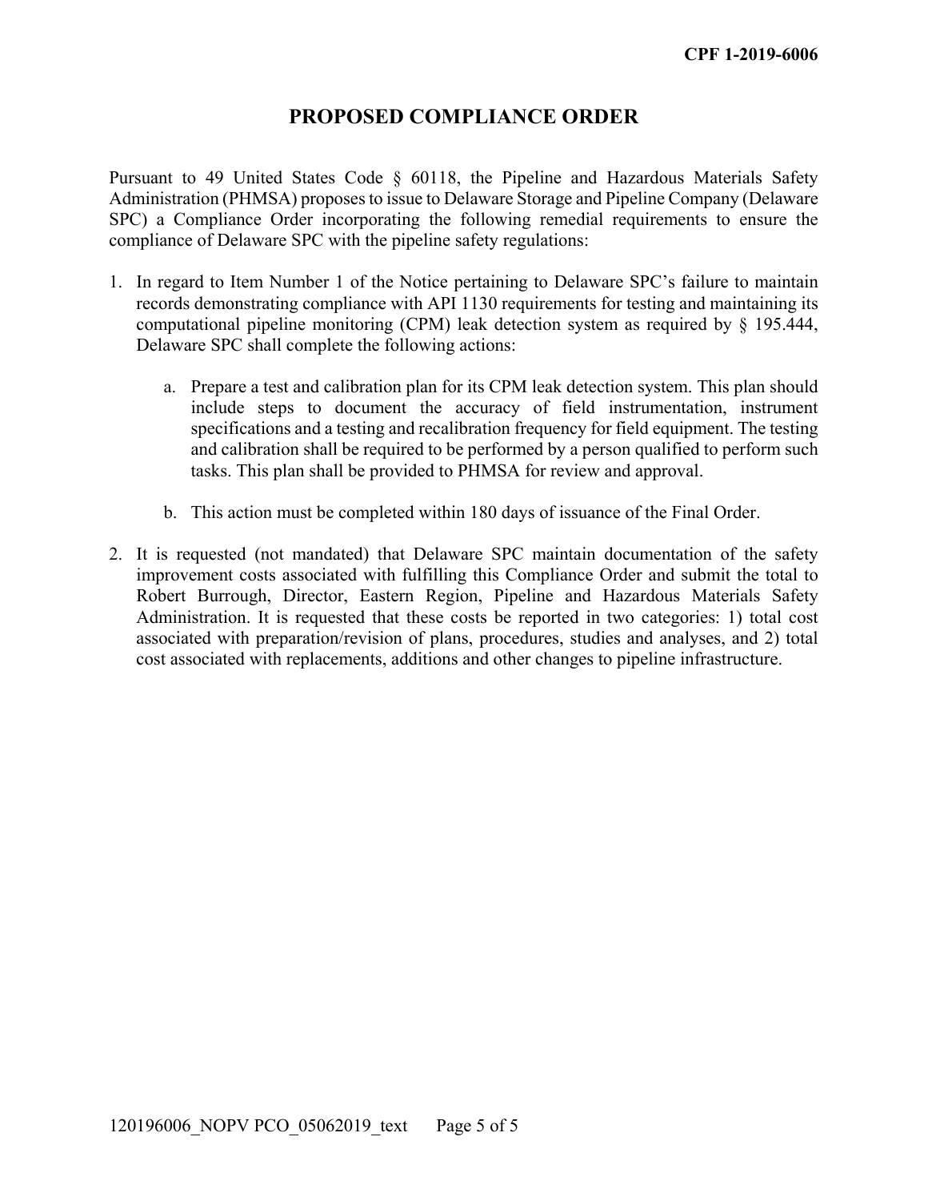# PROPOSED COMPLIANCE ORDER

Pursuant to 49 United States Code § 60118, the Pipeline and Hazardous Materials Safety Administration (PHMSA) proposes to issue to Delaware Storage and Pipeline Company (Delaware SPC) a Compliance Order incorporating the following remedial requirements to ensure the compliance of Delaware SPC with the pipeline safety regulations:

1. In regard to Item Number 1 of the Notice pertaining to Delaware SPC's failure to maintain records demonstrating compliance with API 1130 requirements for testing and maintaining its computational pipeline monitoring (CPM) leak detection system as required by § 195.444, Delaware SPC shall complete the following actions:

    a. Prepare a test and calibration plan for its CPM leak detection system. This plan should include steps to document the accuracy of field instrumentation, instrument specifications and a testing and recalibration frequency for field equipment. The testing and calibration shall be required to be performed by a person qualified to perform such tasks. This plan shall be provided to PHMSA for review and approval.

    b. This action must be completed within 180 days of issuance of the Final Order.

2. It is requested (not mandated) that Delaware SPC maintain documentation of the safety improvement costs associated with fulfilling this Compliance Order and submit the total to Robert Burrough, Director, Eastern Region, Pipeline and Hazardous Materials Safety Administration. It is requested that these costs be reported in two categories: 1) total cost associated with preparation/revision of plans, procedures, studies and analyses, and 2) total cost associated with replacements, additions and other changes to pipeline infrastructure.